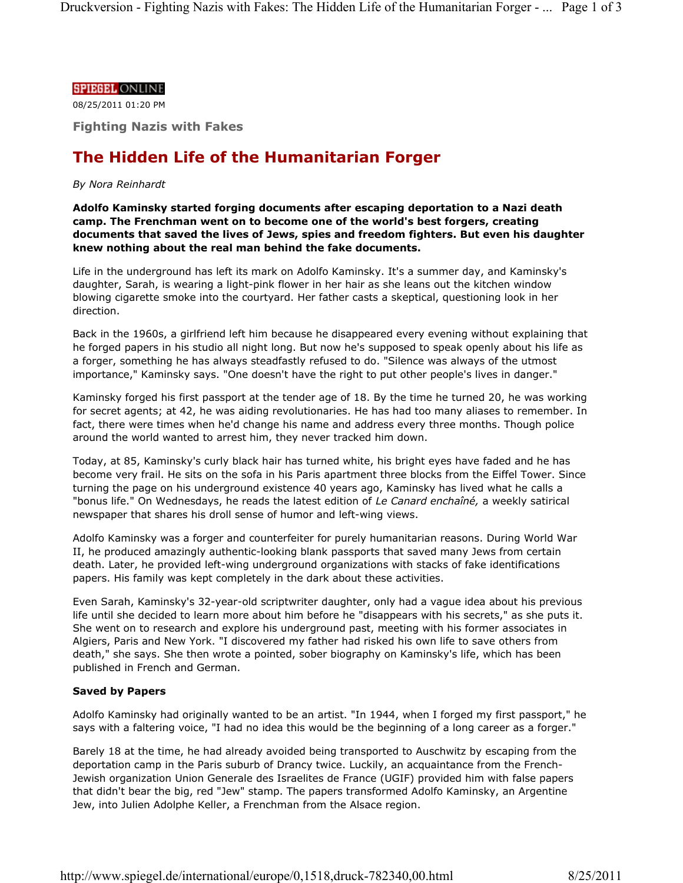SPIEGEL ONLINE

08/25/2011 01:20 PM

**Fighting Nazis with Fakes**

# The Hidden Life of the Humanitarian Forger

*By Nora Reinhardt*

**Adolfo Kaminsky started forging documents after escaping deportation to a Nazi death camp. The Frenchman went on to become one of the world's best forgers, creating documents that saved the lives of Jews, spies and freedom fighters. But even his daughter knew nothing about the real man behind the fake documents.**

Life in the underground has left its mark on Adolfo Kaminsky. It's a summer day, and Kaminsky's daughter, Sarah, is wearing a light-pink flower in her hair as she leans out the kitchen window blowing cigarette smoke into the courtyard. Her father casts a skeptical, questioning look in her direction.

Back in the 1960s, a girlfriend left him because he disappeared every evening without explaining that he forged papers in his studio all night long. But now he's supposed to speak openly about his life as a forger, something he has always steadfastly refused to do. "Silence was always of the utmost importance," Kaminsky says. "One doesn't have the right to put other people's lives in danger."

Kaminsky forged his first passport at the tender age of 18. By the time he turned 20, he was working for secret agents; at 42, he was aiding revolutionaries. He has had too many aliases to remember. In fact, there were times when he'd change his name and address every three months. Though police around the world wanted to arrest him, they never tracked him down.

Today, at 85, Kaminsky's curly black hair has turned white, his bright eyes have faded and he has become very frail. He sits on the sofa in his Paris apartment three blocks from the Eiffel Tower. Since turning the page on his underground existence 40 years ago, Kaminsky has lived what he calls a "bonus life." On Wednesdays, he reads the latest edition of *Le Canard enchaîné,* a weekly satirical newspaper that shares his droll sense of humor and left-wing views.

Adolfo Kaminsky was a forger and counterfeiter for purely humanitarian reasons. During World War II, he produced amazingly authentic-looking blank passports that saved many Jews from certain death. Later, he provided left-wing underground organizations with stacks of fake identifications papers. His family was kept completely in the dark about these activities.

Even Sarah, Kaminsky's 32-year-old scriptwriter daughter, only had a vague idea about his previous life until she decided to learn more about him before he "disappears with his secrets," as she puts it. She went on to research and explore his underground past, meeting with his former associates in Algiers, Paris and New York. "I discovered my father had risked his own life to save others from death," she says. She then wrote a pointed, sober biography on Kaminsky's life, which has been published in French and German.

### Saved by Papers

Adolfo Kaminsky had originally wanted to be an artist. "In 1944, when I forged my first passport," he says with a faltering voice, "I had no idea this would be the beginning of a long career as a forger."

Barely 18 at the time, he had already avoided being transported to Auschwitz by escaping from the deportation camp in the Paris suburb of Drancy twice. Luckily, an acquaintance from the French-Jewish organization Union Generale des Israelites de France (UGIF) provided him with false papers that didn't bear the big, red "Jew" stamp. The papers transformed Adolfo Kaminsky, an Argentine Jew, into Julien Adolphe Keller, a Frenchman from the Alsace region.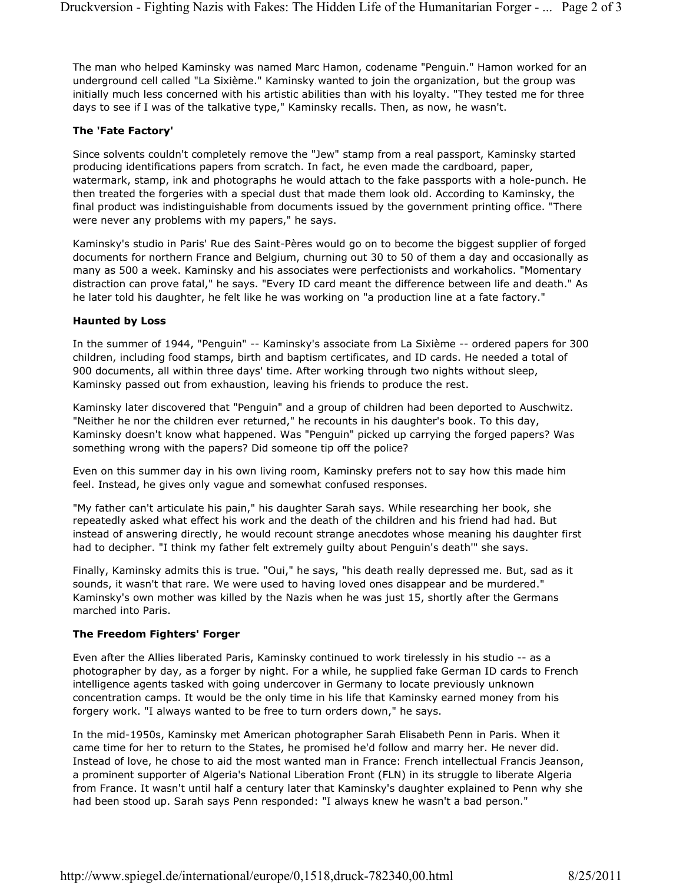The man who helped Kaminsky was named Marc Hamon, codename "Penguin." Hamon worked for an underground cell called "La Sixième." Kaminsky wanted to join the organization, but the group was initially much less concerned with his artistic abilities than with his loyalty. "They tested me for three days to see if I was of the talkative type," Kaminsky recalls. Then, as now, he wasn't.

### The 'Fate Factory'

Since solvents couldn't completely remove the "Jew" stamp from a real passport, Kaminsky started producing identifications papers from scratch. In fact, he even made the cardboard, paper, watermark, stamp, ink and photographs he would attach to the fake passports with a hole-punch. He then treated the forgeries with a special dust that made them look old. According to Kaminsky, the final product was indistinguishable from documents issued by the government printing office. "There were never any problems with my papers," he says.

Kaminsky's studio in Paris' Rue des Saint-Pères would go on to become the biggest supplier of forged documents for northern France and Belgium, churning out 30 to 50 of them a day and occasionally as many as 500 a week. Kaminsky and his associates were perfectionists and workaholics. "Momentary distraction can prove fatal," he says. "Every ID card meant the difference between life and death." As he later told his daughter, he felt like he was working on "a production line at a fate factory."

### Haunted by Loss

In the summer of 1944, "Penguin" -- Kaminsky's associate from La Sixième -- ordered papers for 300 children, including food stamps, birth and baptism certificates, and ID cards. He needed a total of 900 documents, all within three days' time. After working through two nights without sleep, Kaminsky passed out from exhaustion, leaving his friends to produce the rest.

Kaminsky later discovered that "Penguin" and a group of children had been deported to Auschwitz. "Neither he nor the children ever returned," he recounts in his daughter's book. To this day, Kaminsky doesn't know what happened. Was "Penguin" picked up carrying the forged papers? Was something wrong with the papers? Did someone tip off the police?

Even on this summer day in his own living room, Kaminsky prefers not to say how this made him feel. Instead, he gives only vague and somewhat confused responses.

"My father can't articulate his pain," his daughter Sarah says. While researching her book, she repeatedly asked what effect his work and the death of the children and his friend had had. But instead of answering directly, he would recount strange anecdotes whose meaning his daughter first had to decipher. "I think my father felt extremely guilty about Penguin's death'" she says.

Finally, Kaminsky admits this is true. "Oui," he says, "his death really depressed me. But, sad as it sounds, it wasn't that rare. We were used to having loved ones disappear and be murdered." Kaminsky's own mother was killed by the Nazis when he was just 15, shortly after the Germans marched into Paris.

### The Freedom Fighters' Forger

Even after the Allies liberated Paris, Kaminsky continued to work tirelessly in his studio -- as a photographer by day, as a forger by night. For a while, he supplied fake German ID cards to French intelligence agents tasked with going undercover in Germany to locate previously unknown concentration camps. It would be the only time in his life that Kaminsky earned money from his forgery work. "I always wanted to be free to turn orders down," he says.

In the mid-1950s, Kaminsky met American photographer Sarah Elisabeth Penn in Paris. When it came time for her to return to the States, he promised he'd follow and marry her. He never did. Instead of love, he chose to aid the most wanted man in France: French intellectual Francis Jeanson, a prominent supporter of Algeria's National Liberation Front (FLN) in its struggle to liberate Algeria from France. It wasn't until half a century later that Kaminsky's daughter explained to Penn why she had been stood up. Sarah says Penn responded: "I always knew he wasn't a bad person."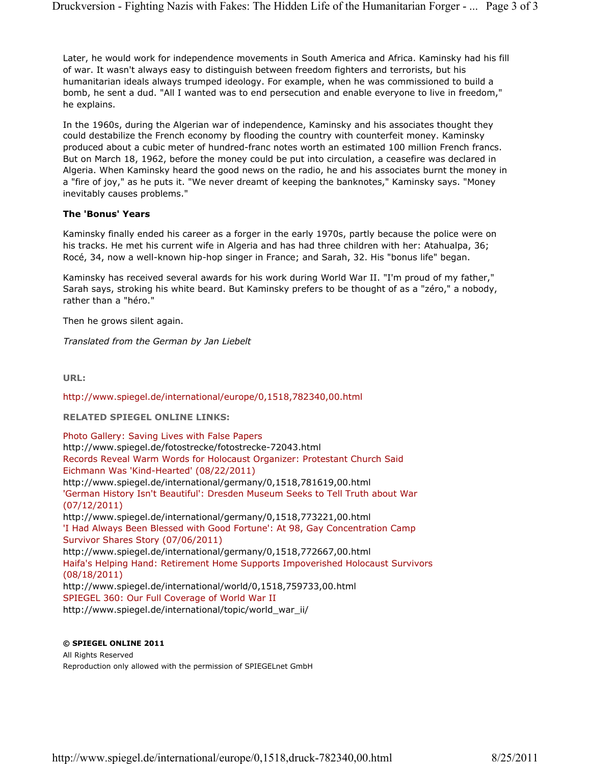Later, he would work for independence movements in South America and Africa. Kaminsky had his fill of war. It wasn't always easy to distinguish between freedom fighters and terrorists, but his humanitarian ideals always trumped ideology. For example, when he was commissioned to build a bomb, he sent a dud. "All I wanted was to end persecution and enable everyone to live in freedom," he explains.

In the 1960s, during the Algerian war of independence, Kaminsky and his associates thought they could destabilize the French economy by flooding the country with counterfeit money. Kaminsky produced about a cubic meter of hundred-franc notes worth an estimated 100 million French francs. But on March 18, 1962, before the money could be put into circulation, a ceasefire was declared in Algeria. When Kaminsky heard the good news on the radio, he and his associates burnt the money in a "fire of joy," as he puts it. "We never dreamt of keeping the banknotes," Kaminsky says. "Money inevitably causes problems."

**The 'Bonus' Years**

Kaminsky finally ended his career as a forger in the early 1970s, partly because the police were on his tracks. He met his current wife in Algeria and has had three children with her: Atahualpa, 36; Rocé, 34, now a well-known hip-hop singer in France; and Sarah, 32. His "bonus life" began.

Kaminsky has received several awards for his work during World War II. "I'm proud of my father," Sarah says, stroking his white beard. But Kaminsky prefers to be thought of as a "zéro," a nobody, rather than a "héro."

Then he grows silent again.

*Translated from the German by Jan Liebelt*

**URL:**

http://www.spiegel.de/international/europe/0,1518,782340,00.html

**RELATED SPIEGEL ONLINE LINKS:**

Photo Gallery: Saving Lives with False Papers
http://www.spiegel.de/fotostrecke/fotostrecke-72043.html
Records Reveal Warm Words for Holocaust Organizer: Protestant Church Said Eichmann Was 'Kind-Hearted' (08/22/2011)
http://www.spiegel.de/international/germany/0,1518,781619,00.html
'German History Isn't Beautiful': Dresden Museum Seeks to Tell Truth about War (07/12/2011)
http://www.spiegel.de/international/germany/0,1518,773221,00.html
'I Had Always Been Blessed with Good Fortune': At 98, Gay Concentration Camp Survivor Shares Story (07/06/2011)
http://www.spiegel.de/international/germany/0,1518,772667,00.html
Haifa's Helping Hand: Retirement Home Supports Impoverished Holocaust Survivors (08/18/2011)
http://www.spiegel.de/international/world/0,1518,759733,00.html
SPIEGEL 360: Our Full Coverage of World War II
http://www.spiegel.de/international/topic/world_war_ii/

**© SPIEGEL ONLINE 2011**
All Rights Reserved
Reproduction only allowed with the permission of SPIEGELnet GmbH